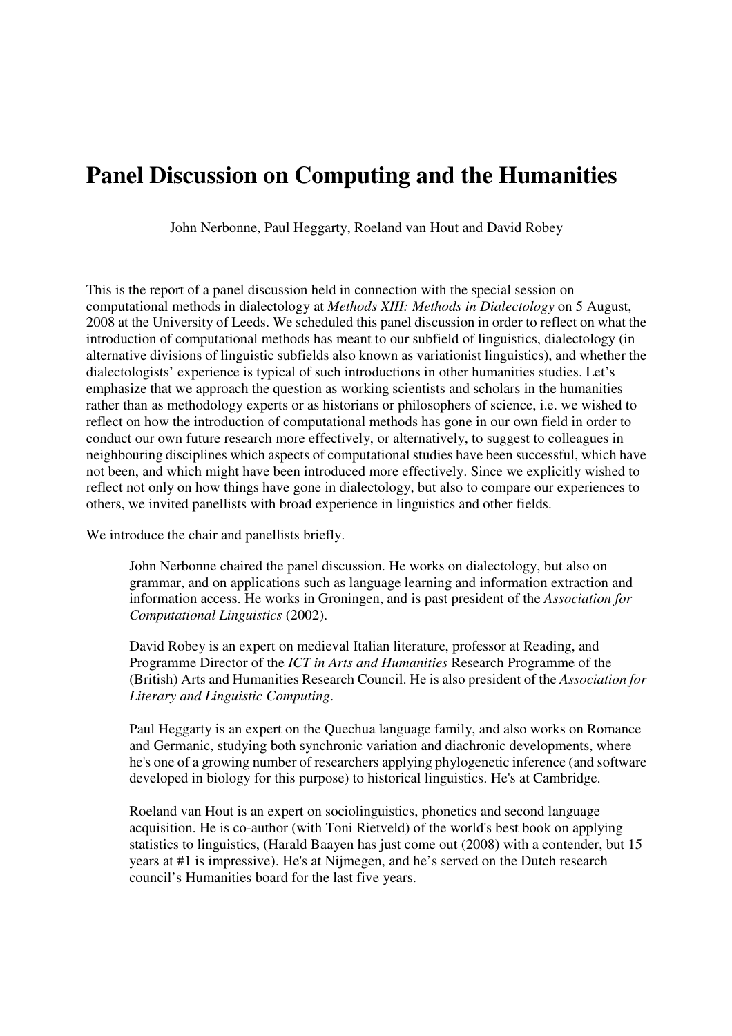# Panel Discussion on Computing and the Humanities

John Nerbonne, Paul Heggarty, Roeland van Hout and David Robey

This is the report of a panel discussion held in connection with the special session on computational methods in dialectology at *Methods XIII: Methods in Dialectology* on 5 August, 2008 at the University of Leeds. We scheduled this panel discussion in order to reflect on what the introduction of computational methods has meant to our subfield of linguistics, dialectology (in alternative divisions of linguistic subfields also known as variationist linguistics), and whether the dialectologists' experience is typical of such introductions in other humanities studies. Let's emphasize that we approach the question as working scientists and scholars in the humanities rather than as methodology experts or as historians or philosophers of science, i.e. we wished to reflect on how the introduction of computational methods has gone in our own field in order to conduct our own future research more effectively, or alternatively, to suggest to colleagues in neighbouring disciplines which aspects of computational studies have been successful, which have not been, and which might have been introduced more effectively. Since we explicitly wished to reflect not only on how things have gone in dialectology, but also to compare our experiences to others, we invited panellists with broad experience in linguistics and other fields.

We introduce the chair and panellists briefly.

> John Nerbonne chaired the panel discussion. He works on dialectology, but also on grammar, and on applications such as language learning and information extraction and information access. He works in Groningen, and is past president of the *Association for Computational Linguistics* (2002).
>
> David Robey is an expert on medieval Italian literature, professor at Reading, and Programme Director of the *ICT in Arts and Humanities* Research Programme of the (British) Arts and Humanities Research Council. He is also president of the *Association for Literary and Linguistic Computing*.
>
> Paul Heggarty is an expert on the Quechua language family, and also works on Romance and Germanic, studying both synchronic variation and diachronic developments, where he's one of a growing number of researchers applying phylogenetic inference (and software developed in biology for this purpose) to historical linguistics. He's at Cambridge.
>
> Roeland van Hout is an expert on sociolinguistics, phonetics and second language acquisition. He is co-author (with Toni Rietveld) of the world's best book on applying statistics to linguistics, (Harald Baayen has just come out (2008) with a contender, but 15 years at #1 is impressive). He's at Nijmegen, and he's served on the Dutch research council's Humanities board for the last five years.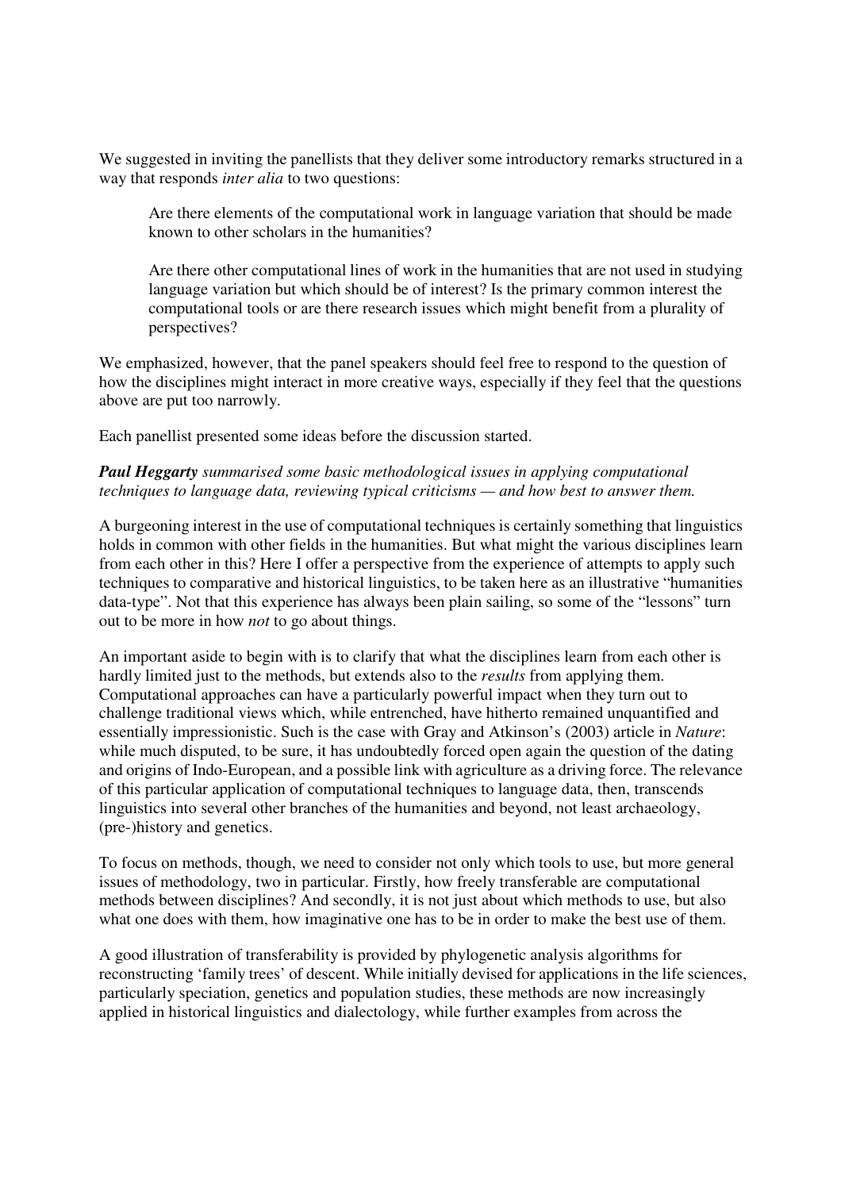We suggested in inviting the panellists that they deliver some introductory remarks structured in a way that responds *inter alia* to two questions:

> Are there elements of the computational work in language variation that should be made known to other scholars in the humanities?
>
> Are there other computational lines of work in the humanities that are not used in studying language variation but which should be of interest? Is the primary common interest the computational tools or are there research issues which might benefit from a plurality of perspectives?

We emphasized, however, that the panel speakers should feel free to respond to the question of how the disciplines might interact in more creative ways, especially if they feel that the questions above are put too narrowly.

Each panellist presented some ideas before the discussion started.

***Paul Heggarty** summarised some basic methodological issues in applying computational techniques to language data, reviewing typical criticisms — and how best to answer them.*

A burgeoning interest in the use of computational techniques is certainly something that linguistics holds in common with other fields in the humanities. But what might the various disciplines learn from each other in this? Here I offer a perspective from the experience of attempts to apply such techniques to comparative and historical linguistics, to be taken here as an illustrative "humanities data-type". Not that this experience has always been plain sailing, so some of the "lessons" turn out to be more in how *not* to go about things.

An important aside to begin with is to clarify that what the disciplines learn from each other is hardly limited just to the methods, but extends also to the *results* from applying them. Computational approaches can have a particularly powerful impact when they turn out to challenge traditional views which, while entrenched, have hitherto remained unquantified and essentially impressionistic. Such is the case with Gray and Atkinson's (2003) article in *Nature*: while much disputed, to be sure, it has undoubtedly forced open again the question of the dating and origins of Indo-European, and a possible link with agriculture as a driving force. The relevance of this particular application of computational techniques to language data, then, transcends linguistics into several other branches of the humanities and beyond, not least archaeology, (pre-)history and genetics.

To focus on methods, though, we need to consider not only which tools to use, but more general issues of methodology, two in particular. Firstly, how freely transferable are computational methods between disciplines? And secondly, it is not just about which methods to use, but also what one does with them, how imaginative one has to be in order to make the best use of them.

A good illustration of transferability is provided by phylogenetic analysis algorithms for reconstructing 'family trees' of descent. While initially devised for applications in the life sciences, particularly speciation, genetics and population studies, these methods are now increasingly applied in historical linguistics and dialectology, while further examples from across the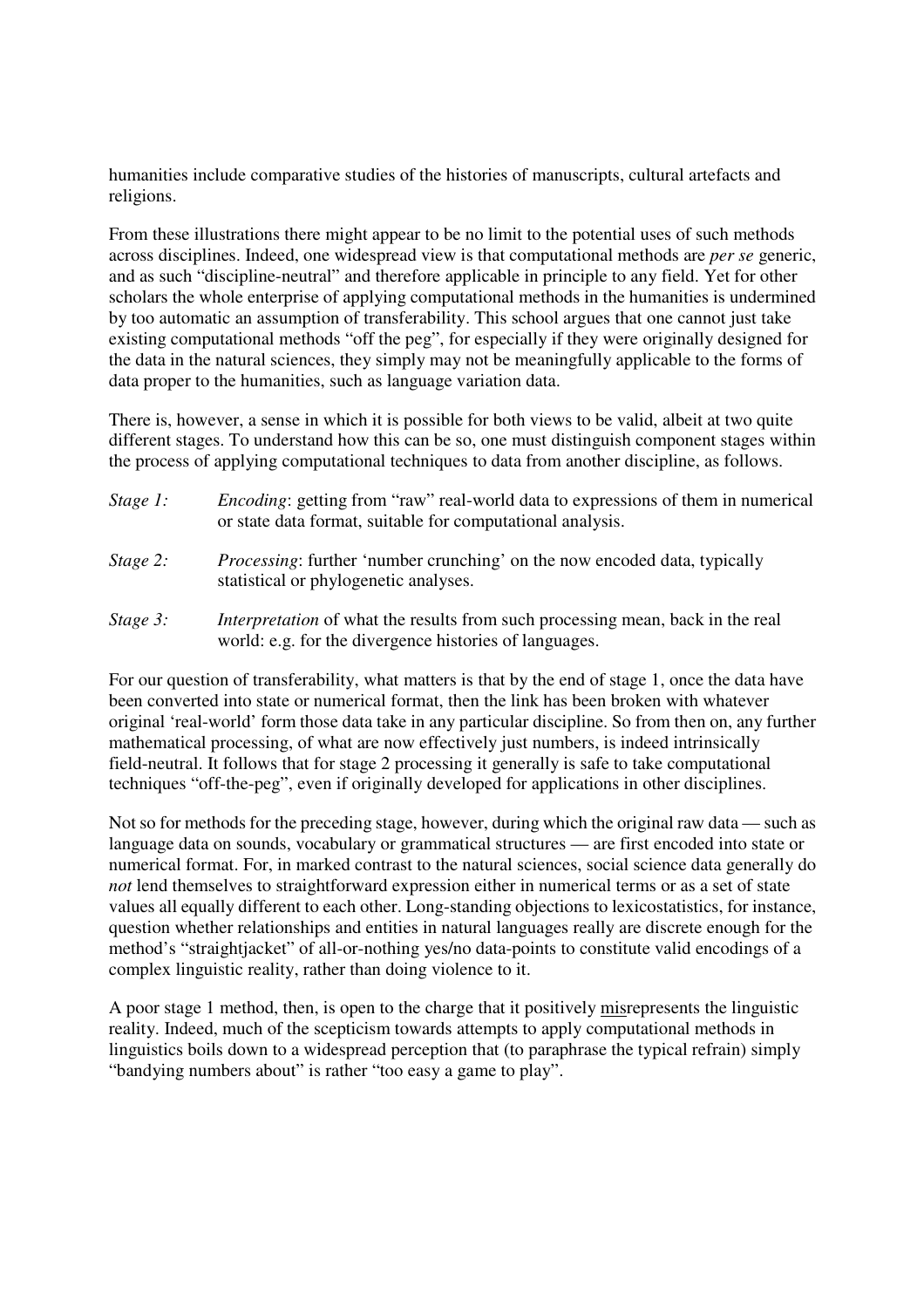humanities include comparative studies of the histories of manuscripts, cultural artefacts and religions.

From these illustrations there might appear to be no limit to the potential uses of such methods across disciplines. Indeed, one widespread view is that computational methods are *per se* generic, and as such "discipline-neutral" and therefore applicable in principle to any field. Yet for other scholars the whole enterprise of applying computational methods in the humanities is undermined by too automatic an assumption of transferability. This school argues that one cannot just take existing computational methods "off the peg", for especially if they were originally designed for the data in the natural sciences, they simply may not be meaningfully applicable to the forms of data proper to the humanities, such as language variation data.

There is, however, a sense in which it is possible for both views to be valid, albeit at two quite different stages. To understand how this can be so, one must distinguish component stages within the process of applying computational techniques to data from another discipline, as follows.

*Stage 1:* *Encoding*: getting from "raw" real-world data to expressions of them in numerical or state data format, suitable for computational analysis.

*Stage 2:* *Processing*: further 'number crunching' on the now encoded data, typically statistical or phylogenetic analyses.

*Stage 3:* *Interpretation* of what the results from such processing mean, back in the real world: e.g. for the divergence histories of languages.

For our question of transferability, what matters is that by the end of stage 1, once the data have been converted into state or numerical format, then the link has been broken with whatever original 'real-world' form those data take in any particular discipline. So from then on, any further mathematical processing, of what are now effectively just numbers, is indeed intrinsically field-neutral. It follows that for stage 2 processing it generally is safe to take computational techniques "off-the-peg", even if originally developed for applications in other disciplines.

Not so for methods for the preceding stage, however, during which the original raw data — such as language data on sounds, vocabulary or grammatical structures — are first encoded into state or numerical format. For, in marked contrast to the natural sciences, social science data generally do *not* lend themselves to straightforward expression either in numerical terms or as a set of state values all equally different to each other. Long-standing objections to lexicostatistics, for instance, question whether relationships and entities in natural languages really are discrete enough for the method's "straightjacket" of all-or-nothing yes/no data-points to constitute valid encodings of a complex linguistic reality, rather than doing violence to it.

A poor stage 1 method, then, is open to the charge that it positively <u>mis</u>represents the linguistic reality. Indeed, much of the scepticism towards attempts to apply computational methods in linguistics boils down to a widespread perception that (to paraphrase the typical refrain) simply "bandying numbers about" is rather "too easy a game to play".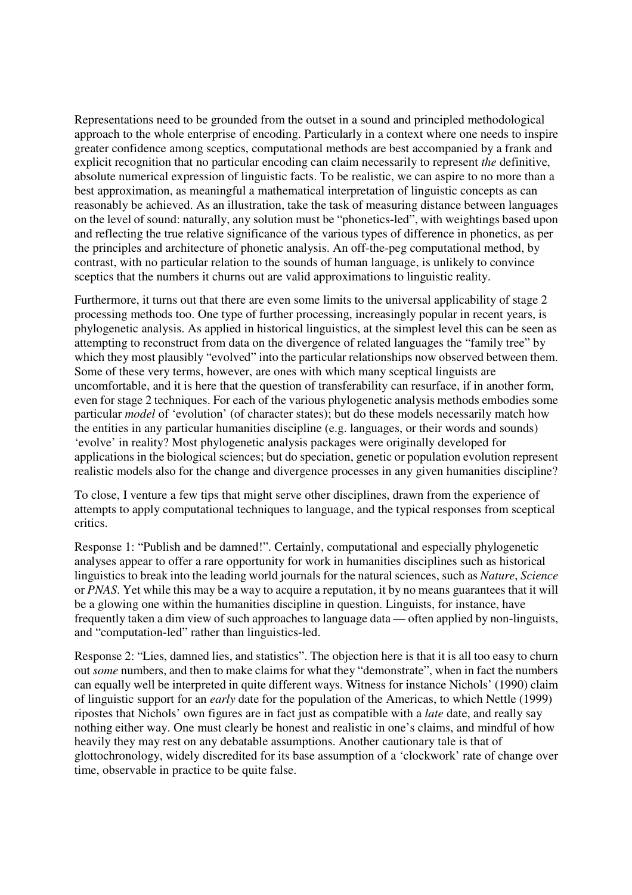Representations need to be grounded from the outset in a sound and principled methodological approach to the whole enterprise of encoding. Particularly in a context where one needs to inspire greater confidence among sceptics, computational methods are best accompanied by a frank and explicit recognition that no particular encoding can claim necessarily to represent *the* definitive, absolute numerical expression of linguistic facts. To be realistic, we can aspire to no more than a best approximation, as meaningful a mathematical interpretation of linguistic concepts as can reasonably be achieved. As an illustration, take the task of measuring distance between languages on the level of sound: naturally, any solution must be "phonetics-led", with weightings based upon and reflecting the true relative significance of the various types of difference in phonetics, as per the principles and architecture of phonetic analysis. An off-the-peg computational method, by contrast, with no particular relation to the sounds of human language, is unlikely to convince sceptics that the numbers it churns out are valid approximations to linguistic reality.

Furthermore, it turns out that there are even some limits to the universal applicability of stage 2 processing methods too. One type of further processing, increasingly popular in recent years, is phylogenetic analysis. As applied in historical linguistics, at the simplest level this can be seen as attempting to reconstruct from data on the divergence of related languages the "family tree" by which they most plausibly "evolved" into the particular relationships now observed between them. Some of these very terms, however, are ones with which many sceptical linguists are uncomfortable, and it is here that the question of transferability can resurface, if in another form, even for stage 2 techniques. For each of the various phylogenetic analysis methods embodies some particular *model* of 'evolution' (of character states); but do these models necessarily match how the entities in any particular humanities discipline (e.g. languages, or their words and sounds) 'evolve' in reality? Most phylogenetic analysis packages were originally developed for applications in the biological sciences; but do speciation, genetic or population evolution represent realistic models also for the change and divergence processes in any given humanities discipline?

To close, I venture a few tips that might serve other disciplines, drawn from the experience of attempts to apply computational techniques to language, and the typical responses from sceptical critics.

Response 1: "Publish and be damned!". Certainly, computational and especially phylogenetic analyses appear to offer a rare opportunity for work in humanities disciplines such as historical linguistics to break into the leading world journals for the natural sciences, such as *Nature*, *Science* or *PNAS*. Yet while this may be a way to acquire a reputation, it by no means guarantees that it will be a glowing one within the humanities discipline in question. Linguists, for instance, have frequently taken a dim view of such approaches to language data — often applied by non-linguists, and "computation-led" rather than linguistics-led.

Response 2: "Lies, damned lies, and statistics". The objection here is that it is all too easy to churn out *some* numbers, and then to make claims for what they "demonstrate", when in fact the numbers can equally well be interpreted in quite different ways. Witness for instance Nichols' (1990) claim of linguistic support for an *early* date for the population of the Americas, to which Nettle (1999) ripostes that Nichols' own figures are in fact just as compatible with a *late* date, and really say nothing either way. One must clearly be honest and realistic in one's claims, and mindful of how heavily they may rest on any debatable assumptions. Another cautionary tale is that of glottochronology, widely discredited for its base assumption of a 'clockwork' rate of change over time, observable in practice to be quite false.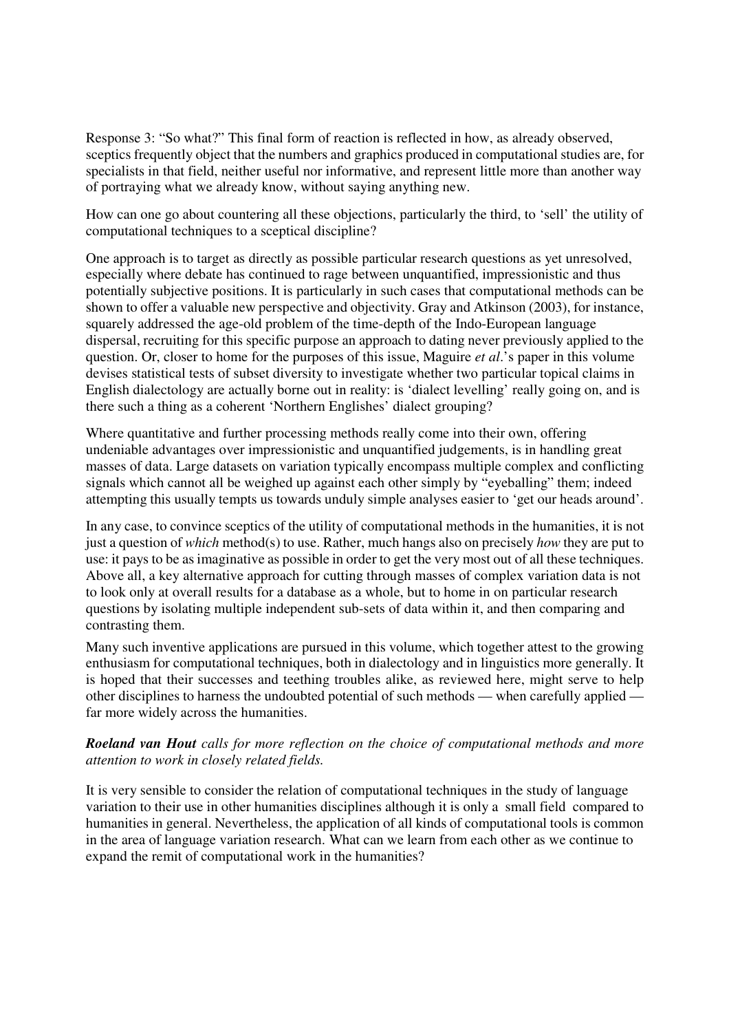Response 3: “So what?” This final form of reaction is reflected in how, as already observed, sceptics frequently object that the numbers and graphics produced in computational studies are, for specialists in that field, neither useful nor informative, and represent little more than another way of portraying what we already know, without saying anything new.

How can one go about countering all these objections, particularly the third, to ‘sell’ the utility of computational techniques to a sceptical discipline?

One approach is to target as directly as possible particular research questions as yet unresolved, especially where debate has continued to rage between unquantified, impressionistic and thus potentially subjective positions. It is particularly in such cases that computational methods can be shown to offer a valuable new perspective and objectivity. Gray and Atkinson (2003), for instance, squarely addressed the age-old problem of the time-depth of the Indo-European language dispersal, recruiting for this specific purpose an approach to dating never previously applied to the question. Or, closer to home for the purposes of this issue, Maguire *et al*.’s paper in this volume devises statistical tests of subset diversity to investigate whether two particular topical claims in English dialectology are actually borne out in reality: is ‘dialect levelling’ really going on, and is there such a thing as a coherent ‘Northern Englishes’ dialect grouping?

Where quantitative and further processing methods really come into their own, offering undeniable advantages over impressionistic and unquantified judgements, is in handling great masses of data. Large datasets on variation typically encompass multiple complex and conflicting signals which cannot all be weighed up against each other simply by “eyeballing” them; indeed attempting this usually tempts us towards unduly simple analyses easier to ‘get our heads around’.

In any case, to convince sceptics of the utility of computational methods in the humanities, it is not just a question of *which* method(s) to use. Rather, much hangs also on precisely *how* they are put to use: it pays to be as imaginative as possible in order to get the very most out of all these techniques. Above all, a key alternative approach for cutting through masses of complex variation data is not to look only at overall results for a database as a whole, but to home in on particular research questions by isolating multiple independent sub-sets of data within it, and then comparing and contrasting them.

Many such inventive applications are pursued in this volume, which together attest to the growing enthusiasm for computational techniques, both in dialectology and in linguistics more generally. It is hoped that their successes and teething troubles alike, as reviewed here, might serve to help other disciplines to harness the undoubted potential of such methods — when carefully applied — far more widely across the humanities.

***Roeland van Hout*** *calls for more reflection on the choice of computational methods and more attention to work in closely related fields.*

It is very sensible to consider the relation of computational techniques in the study of language variation to their use in other humanities disciplines although it is only a small field compared to humanities in general. Nevertheless, the application of all kinds of computational tools is common in the area of language variation research. What can we learn from each other as we continue to expand the remit of computational work in the humanities?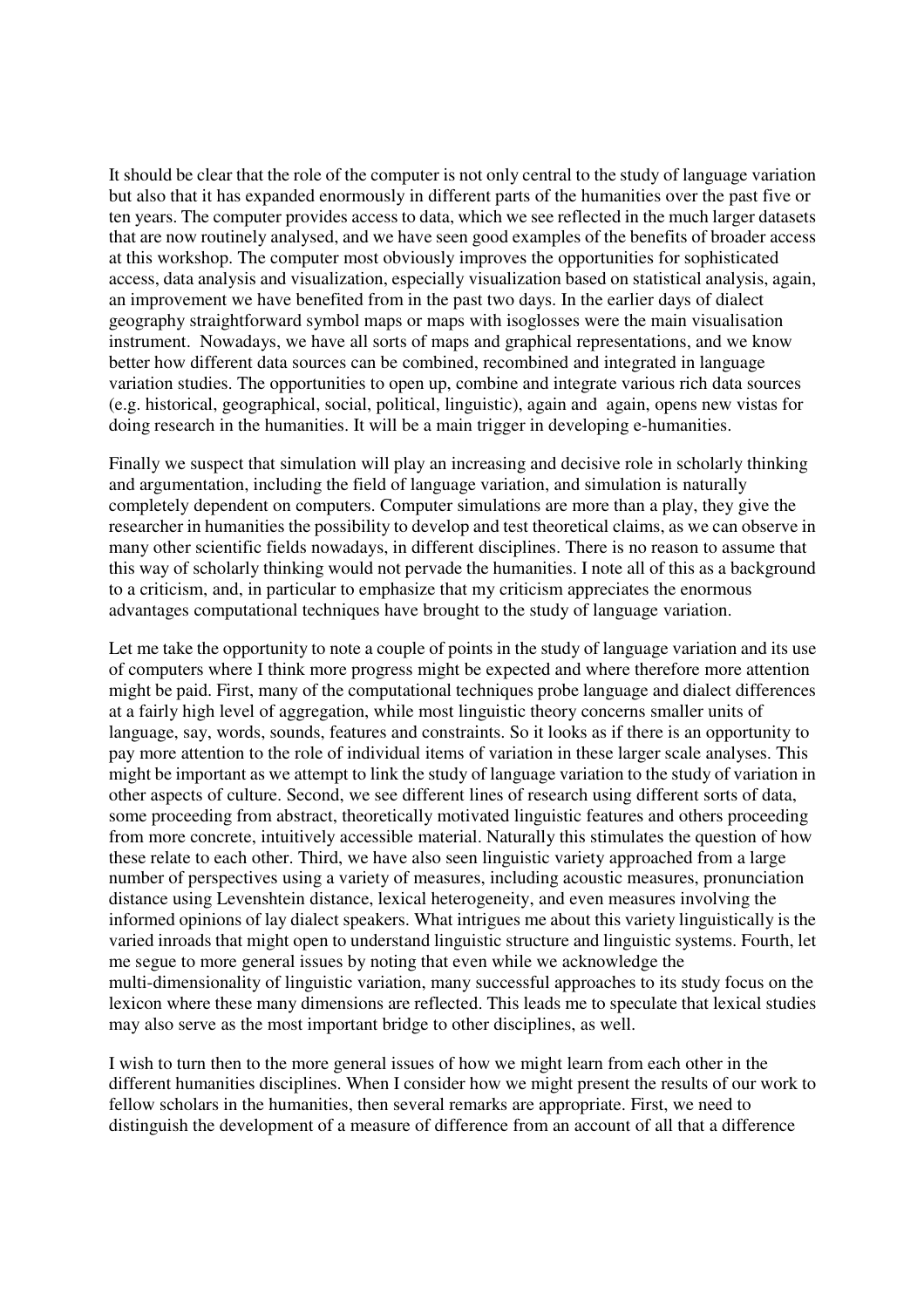It should be clear that the role of the computer is not only central to the study of language variation but also that it has expanded enormously in different parts of the humanities over the past five or ten years. The computer provides access to data, which we see reflected in the much larger datasets that are now routinely analysed, and we have seen good examples of the benefits of broader access at this workshop. The computer most obviously improves the opportunities for sophisticated access, data analysis and visualization, especially visualization based on statistical analysis, again, an improvement we have benefited from in the past two days. In the earlier days of dialect geography straightforward symbol maps or maps with isoglosses were the main visualisation instrument. Nowadays, we have all sorts of maps and graphical representations, and we know better how different data sources can be combined, recombined and integrated in language variation studies. The opportunities to open up, combine and integrate various rich data sources (e.g. historical, geographical, social, political, linguistic), again and again, opens new vistas for doing research in the humanities. It will be a main trigger in developing e-humanities.

Finally we suspect that simulation will play an increasing and decisive role in scholarly thinking and argumentation, including the field of language variation, and simulation is naturally completely dependent on computers. Computer simulations are more than a play, they give the researcher in humanities the possibility to develop and test theoretical claims, as we can observe in many other scientific fields nowadays, in different disciplines. There is no reason to assume that this way of scholarly thinking would not pervade the humanities. I note all of this as a background to a criticism, and, in particular to emphasize that my criticism appreciates the enormous advantages computational techniques have brought to the study of language variation.

Let me take the opportunity to note a couple of points in the study of language variation and its use of computers where I think more progress might be expected and where therefore more attention might be paid. First, many of the computational techniques probe language and dialect differences at a fairly high level of aggregation, while most linguistic theory concerns smaller units of language, say, words, sounds, features and constraints. So it looks as if there is an opportunity to pay more attention to the role of individual items of variation in these larger scale analyses. This might be important as we attempt to link the study of language variation to the study of variation in other aspects of culture. Second, we see different lines of research using different sorts of data, some proceeding from abstract, theoretically motivated linguistic features and others proceeding from more concrete, intuitively accessible material. Naturally this stimulates the question of how these relate to each other. Third, we have also seen linguistic variety approached from a large number of perspectives using a variety of measures, including acoustic measures, pronunciation distance using Levenshtein distance, lexical heterogeneity, and even measures involving the informed opinions of lay dialect speakers. What intrigues me about this variety linguistically is the varied inroads that might open to understand linguistic structure and linguistic systems. Fourth, let me segue to more general issues by noting that even while we acknowledge the multi-dimensionality of linguistic variation, many successful approaches to its study focus on the lexicon where these many dimensions are reflected. This leads me to speculate that lexical studies may also serve as the most important bridge to other disciplines, as well.

I wish to turn then to the more general issues of how we might learn from each other in the different humanities disciplines. When I consider how we might present the results of our work to fellow scholars in the humanities, then several remarks are appropriate. First, we need to distinguish the development of a measure of difference from an account of all that a difference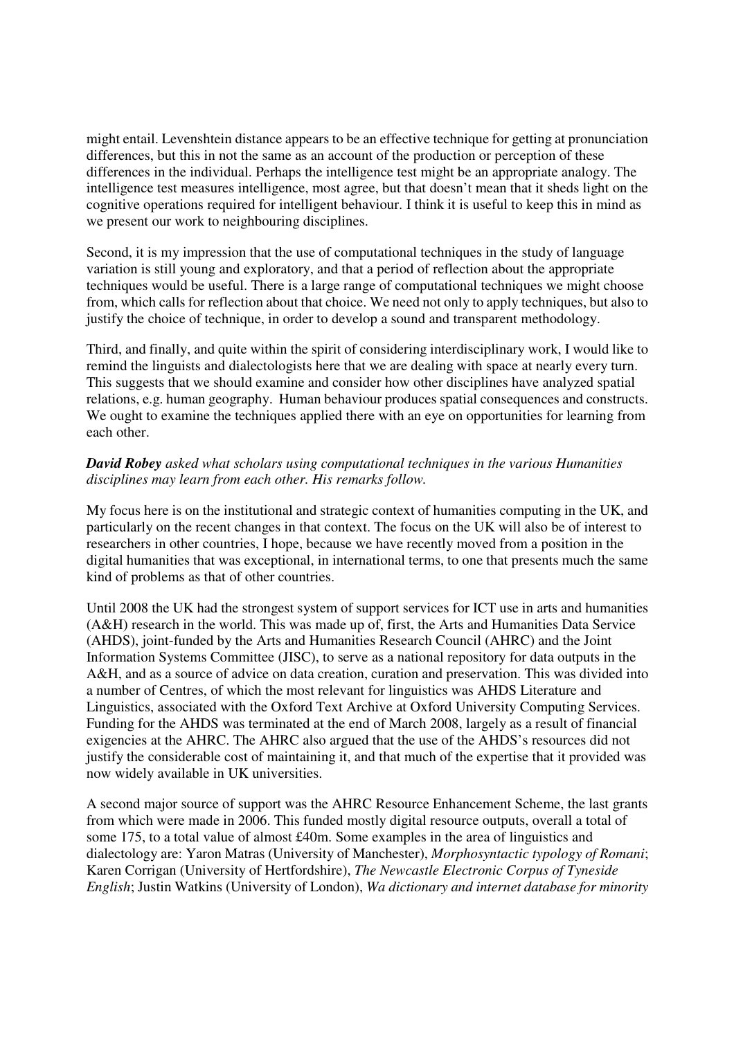might entail. Levenshtein distance appears to be an effective technique for getting at pronunciation differences, but this in not the same as an account of the production or perception of these differences in the individual. Perhaps the intelligence test might be an appropriate analogy. The intelligence test measures intelligence, most agree, but that doesn't mean that it sheds light on the cognitive operations required for intelligent behaviour. I think it is useful to keep this in mind as we present our work to neighbouring disciplines.

Second, it is my impression that the use of computational techniques in the study of language variation is still young and exploratory, and that a period of reflection about the appropriate techniques would be useful. There is a large range of computational techniques we might choose from, which calls for reflection about that choice. We need not only to apply techniques, but also to justify the choice of technique, in order to develop a sound and transparent methodology.

Third, and finally, and quite within the spirit of considering interdisciplinary work, I would like to remind the linguists and dialectologists here that we are dealing with space at nearly every turn. This suggests that we should examine and consider how other disciplines have analyzed spatial relations, e.g. human geography. Human behaviour produces spatial consequences and constructs. We ought to examine the techniques applied there with an eye on opportunities for learning from each other.

***David Robey*** *asked what scholars using computational techniques in the various Humanities disciplines may learn from each other. His remarks follow.*

My focus here is on the institutional and strategic context of humanities computing in the UK, and particularly on the recent changes in that context. The focus on the UK will also be of interest to researchers in other countries, I hope, because we have recently moved from a position in the digital humanities that was exceptional, in international terms, to one that presents much the same kind of problems as that of other countries.

Until 2008 the UK had the strongest system of support services for ICT use in arts and humanities (A&H) research in the world. This was made up of, first, the Arts and Humanities Data Service (AHDS), joint-funded by the Arts and Humanities Research Council (AHRC) and the Joint Information Systems Committee (JISC), to serve as a national repository for data outputs in the A&H, and as a source of advice on data creation, curation and preservation. This was divided into a number of Centres, of which the most relevant for linguistics was AHDS Literature and Linguistics, associated with the Oxford Text Archive at Oxford University Computing Services. Funding for the AHDS was terminated at the end of March 2008, largely as a result of financial exigencies at the AHRC. The AHRC also argued that the use of the AHDS's resources did not justify the considerable cost of maintaining it, and that much of the expertise that it provided was now widely available in UK universities.

A second major source of support was the AHRC Resource Enhancement Scheme, the last grants from which were made in 2006. This funded mostly digital resource outputs, overall a total of some 175, to a total value of almost £40m. Some examples in the area of linguistics and dialectology are: Yaron Matras (University of Manchester), *Morphosyntactic typology of Romani*; Karen Corrigan (University of Hertfordshire), *The Newcastle Electronic Corpus of Tyneside English*; Justin Watkins (University of London), *Wa dictionary and internet database for minority*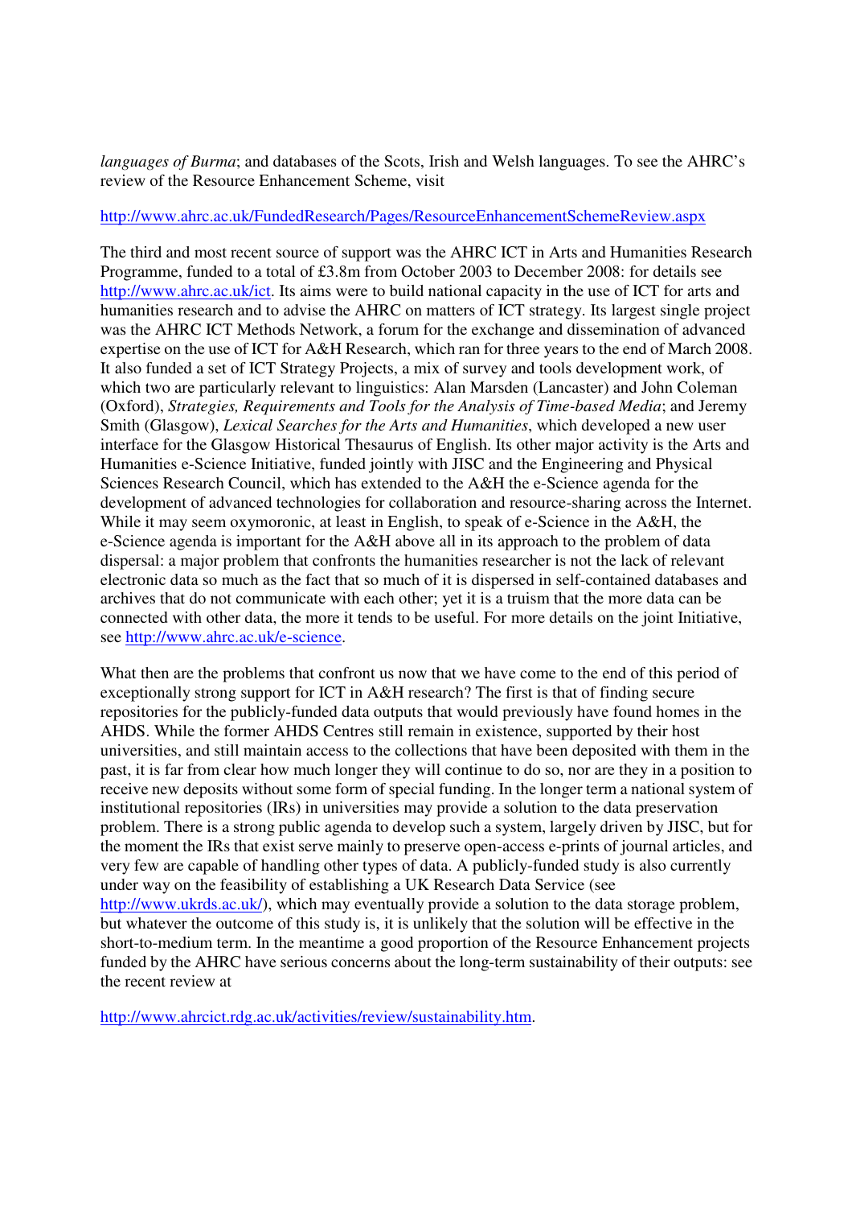*languages of Burma*; and databases of the Scots, Irish and Welsh languages. To see the AHRC's review of the Resource Enhancement Scheme, visit

http://www.ahrc.ac.uk/FundedResearch/Pages/ResourceEnhancementSchemeReview.aspx

The third and most recent source of support was the AHRC ICT in Arts and Humanities Research Programme, funded to a total of £3.8m from October 2003 to December 2008: for details see http://www.ahrc.ac.uk/ict. Its aims were to build national capacity in the use of ICT for arts and humanities research and to advise the AHRC on matters of ICT strategy. Its largest single project was the AHRC ICT Methods Network, a forum for the exchange and dissemination of advanced expertise on the use of ICT for A&H Research, which ran for three years to the end of March 2008. It also funded a set of ICT Strategy Projects, a mix of survey and tools development work, of which two are particularly relevant to linguistics: Alan Marsden (Lancaster) and John Coleman (Oxford), *Strategies, Requirements and Tools for the Analysis of Time-based Media*; and Jeremy Smith (Glasgow), *Lexical Searches for the Arts and Humanities*, which developed a new user interface for the Glasgow Historical Thesaurus of English. Its other major activity is the Arts and Humanities e-Science Initiative, funded jointly with JISC and the Engineering and Physical Sciences Research Council, which has extended to the A&H the e-Science agenda for the development of advanced technologies for collaboration and resource-sharing across the Internet. While it may seem oxymoronic, at least in English, to speak of e-Science in the A&H, the e-Science agenda is important for the A&H above all in its approach to the problem of data dispersal: a major problem that confronts the humanities researcher is not the lack of relevant electronic data so much as the fact that so much of it is dispersed in self-contained databases and archives that do not communicate with each other; yet it is a truism that the more data can be connected with other data, the more it tends to be useful. For more details on the joint Initiative, see http://www.ahrc.ac.uk/e-science.

What then are the problems that confront us now that we have come to the end of this period of exceptionally strong support for ICT in A&H research? The first is that of finding secure repositories for the publicly-funded data outputs that would previously have found homes in the AHDS. While the former AHDS Centres still remain in existence, supported by their host universities, and still maintain access to the collections that have been deposited with them in the past, it is far from clear how much longer they will continue to do so, nor are they in a position to receive new deposits without some form of special funding. In the longer term a national system of institutional repositories (IRs) in universities may provide a solution to the data preservation problem. There is a strong public agenda to develop such a system, largely driven by JISC, but for the moment the IRs that exist serve mainly to preserve open-access e-prints of journal articles, and very few are capable of handling other types of data. A publicly-funded study is also currently under way on the feasibility of establishing a UK Research Data Service (see http://www.ukrds.ac.uk/), which may eventually provide a solution to the data storage problem, but whatever the outcome of this study is, it is unlikely that the solution will be effective in the short-to-medium term. In the meantime a good proportion of the Resource Enhancement projects funded by the AHRC have serious concerns about the long-term sustainability of their outputs: see the recent review at

http://www.ahrcict.rdg.ac.uk/activities/review/sustainability.htm.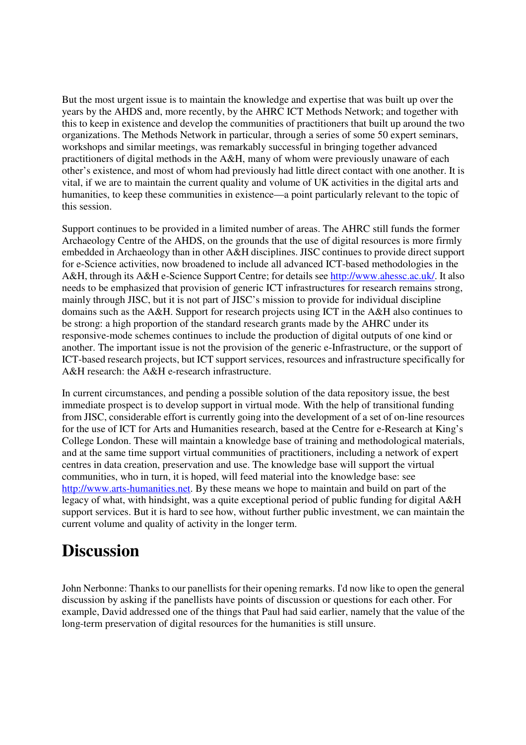But the most urgent issue is to maintain the knowledge and expertise that was built up over the years by the AHDS and, more recently, by the AHRC ICT Methods Network; and together with this to keep in existence and develop the communities of practitioners that built up around the two organizations. The Methods Network in particular, through a series of some 50 expert seminars, workshops and similar meetings, was remarkably successful in bringing together advanced practitioners of digital methods in the A&H, many of whom were previously unaware of each other's existence, and most of whom had previously had little direct contact with one another. It is vital, if we are to maintain the current quality and volume of UK activities in the digital arts and humanities, to keep these communities in existence—a point particularly relevant to the topic of this session.

Support continues to be provided in a limited number of areas. The AHRC still funds the former Archaeology Centre of the AHDS, on the grounds that the use of digital resources is more firmly embedded in Archaeology than in other A&H disciplines. JISC continues to provide direct support for e-Science activities, now broadened to include all advanced ICT-based methodologies in the A&H, through its A&H e-Science Support Centre; for details see http://www.ahessc.ac.uk/. It also needs to be emphasized that provision of generic ICT infrastructures for research remains strong, mainly through JISC, but it is not part of JISC's mission to provide for individual discipline domains such as the A&H. Support for research projects using ICT in the A&H also continues to be strong: a high proportion of the standard research grants made by the AHRC under its responsive-mode schemes continues to include the production of digital outputs of one kind or another. The important issue is not the provision of the generic e-Infrastructure, or the support of ICT-based research projects, but ICT support services, resources and infrastructure specifically for A&H research: the A&H e-research infrastructure.

In current circumstances, and pending a possible solution of the data repository issue, the best immediate prospect is to develop support in virtual mode. With the help of transitional funding from JISC, considerable effort is currently going into the development of a set of on-line resources for the use of ICT for Arts and Humanities research, based at the Centre for e-Research at King's College London. These will maintain a knowledge base of training and methodological materials, and at the same time support virtual communities of practitioners, including a network of expert centres in data creation, preservation and use. The knowledge base will support the virtual communities, who in turn, it is hoped, will feed material into the knowledge base: see http://www.arts-humanities.net. By these means we hope to maintain and build on part of the legacy of what, with hindsight, was a quite exceptional period of public funding for digital A&H support services. But it is hard to see how, without further public investment, we can maintain the current volume and quality of activity in the longer term.

# Discussion

John Nerbonne: Thanks to our panellists for their opening remarks. I'd now like to open the general discussion by asking if the panellists have points of discussion or questions for each other. For example, David addressed one of the things that Paul had said earlier, namely that the value of the long-term preservation of digital resources for the humanities is still unsure.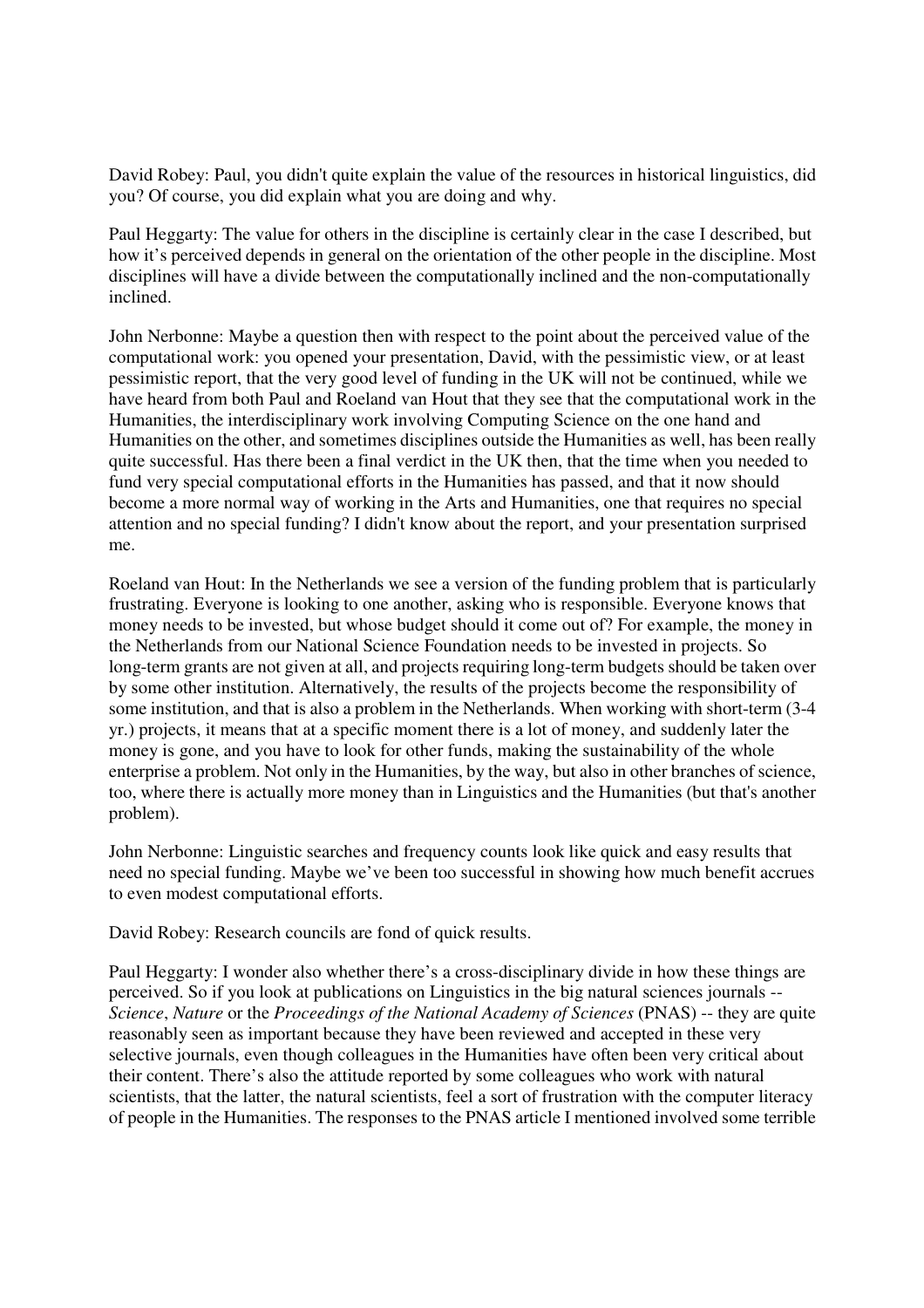David Robey: Paul, you didn't quite explain the value of the resources in historical linguistics, did you? Of course, you did explain what you are doing and why.

Paul Heggarty: The value for others in the discipline is certainly clear in the case I described, but how it's perceived depends in general on the orientation of the other people in the discipline. Most disciplines will have a divide between the computationally inclined and the non-computationally inclined.

John Nerbonne: Maybe a question then with respect to the point about the perceived value of the computational work: you opened your presentation, David, with the pessimistic view, or at least pessimistic report, that the very good level of funding in the UK will not be continued, while we have heard from both Paul and Roeland van Hout that they see that the computational work in the Humanities, the interdisciplinary work involving Computing Science on the one hand and Humanities on the other, and sometimes disciplines outside the Humanities as well, has been really quite successful. Has there been a final verdict in the UK then, that the time when you needed to fund very special computational efforts in the Humanities has passed, and that it now should become a more normal way of working in the Arts and Humanities, one that requires no special attention and no special funding? I didn't know about the report, and your presentation surprised me.

Roeland van Hout: In the Netherlands we see a version of the funding problem that is particularly frustrating. Everyone is looking to one another, asking who is responsible. Everyone knows that money needs to be invested, but whose budget should it come out of? For example, the money in the Netherlands from our National Science Foundation needs to be invested in projects. So long-term grants are not given at all, and projects requiring long-term budgets should be taken over by some other institution. Alternatively, the results of the projects become the responsibility of some institution, and that is also a problem in the Netherlands. When working with short-term (3-4 yr.) projects, it means that at a specific moment there is a lot of money, and suddenly later the money is gone, and you have to look for other funds, making the sustainability of the whole enterprise a problem. Not only in the Humanities, by the way, but also in other branches of science, too, where there is actually more money than in Linguistics and the Humanities (but that's another problem).

John Nerbonne: Linguistic searches and frequency counts look like quick and easy results that need no special funding. Maybe we've been too successful in showing how much benefit accrues to even modest computational efforts.

David Robey: Research councils are fond of quick results.

Paul Heggarty: I wonder also whether there's a cross-disciplinary divide in how these things are perceived. So if you look at publications on Linguistics in the big natural sciences journals -- *Science*, *Nature* or the *Proceedings of the National Academy of Sciences* (PNAS) -- they are quite reasonably seen as important because they have been reviewed and accepted in these very selective journals, even though colleagues in the Humanities have often been very critical about their content. There's also the attitude reported by some colleagues who work with natural scientists, that the latter, the natural scientists, feel a sort of frustration with the computer literacy of people in the Humanities. The responses to the PNAS article I mentioned involved some terrible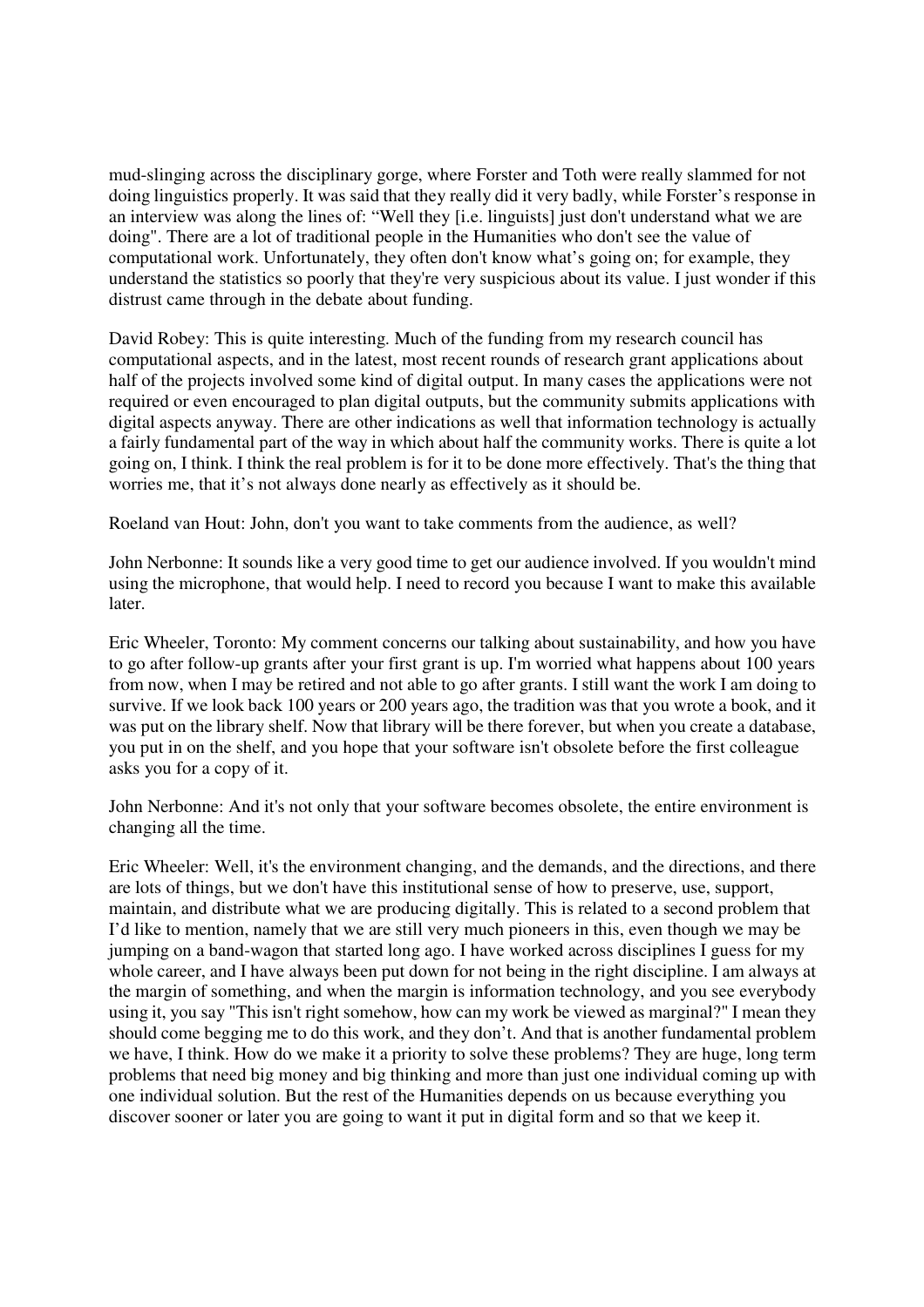mud-slinging across the disciplinary gorge, where Forster and Toth were really slammed for not doing linguistics properly. It was said that they really did it very badly, while Forster's response in an interview was along the lines of: "Well they [i.e. linguists] just don't understand what we are doing". There are a lot of traditional people in the Humanities who don't see the value of computational work. Unfortunately, they often don't know what's going on; for example, they understand the statistics so poorly that they're very suspicious about its value. I just wonder if this distrust came through in the debate about funding.

David Robey: This is quite interesting. Much of the funding from my research council has computational aspects, and in the latest, most recent rounds of research grant applications about half of the projects involved some kind of digital output. In many cases the applications were not required or even encouraged to plan digital outputs, but the community submits applications with digital aspects anyway. There are other indications as well that information technology is actually a fairly fundamental part of the way in which about half the community works. There is quite a lot going on, I think. I think the real problem is for it to be done more effectively. That's the thing that worries me, that it's not always done nearly as effectively as it should be.

Roeland van Hout: John, don't you want to take comments from the audience, as well?

John Nerbonne: It sounds like a very good time to get our audience involved. If you wouldn't mind using the microphone, that would help. I need to record you because I want to make this available later.

Eric Wheeler, Toronto: My comment concerns our talking about sustainability, and how you have to go after follow-up grants after your first grant is up. I'm worried what happens about 100 years from now, when I may be retired and not able to go after grants. I still want the work I am doing to survive. If we look back 100 years or 200 years ago, the tradition was that you wrote a book, and it was put on the library shelf. Now that library will be there forever, but when you create a database, you put in on the shelf, and you hope that your software isn't obsolete before the first colleague asks you for a copy of it.

John Nerbonne: And it's not only that your software becomes obsolete, the entire environment is changing all the time.

Eric Wheeler: Well, it's the environment changing, and the demands, and the directions, and there are lots of things, but we don't have this institutional sense of how to preserve, use, support, maintain, and distribute what we are producing digitally. This is related to a second problem that I'd like to mention, namely that we are still very much pioneers in this, even though we may be jumping on a band-wagon that started long ago. I have worked across disciplines I guess for my whole career, and I have always been put down for not being in the right discipline. I am always at the margin of something, and when the margin is information technology, and you see everybody using it, you say "This isn't right somehow, how can my work be viewed as marginal?" I mean they should come begging me to do this work, and they don't. And that is another fundamental problem we have, I think. How do we make it a priority to solve these problems? They are huge, long term problems that need big money and big thinking and more than just one individual coming up with one individual solution. But the rest of the Humanities depends on us because everything you discover sooner or later you are going to want it put in digital form and so that we keep it.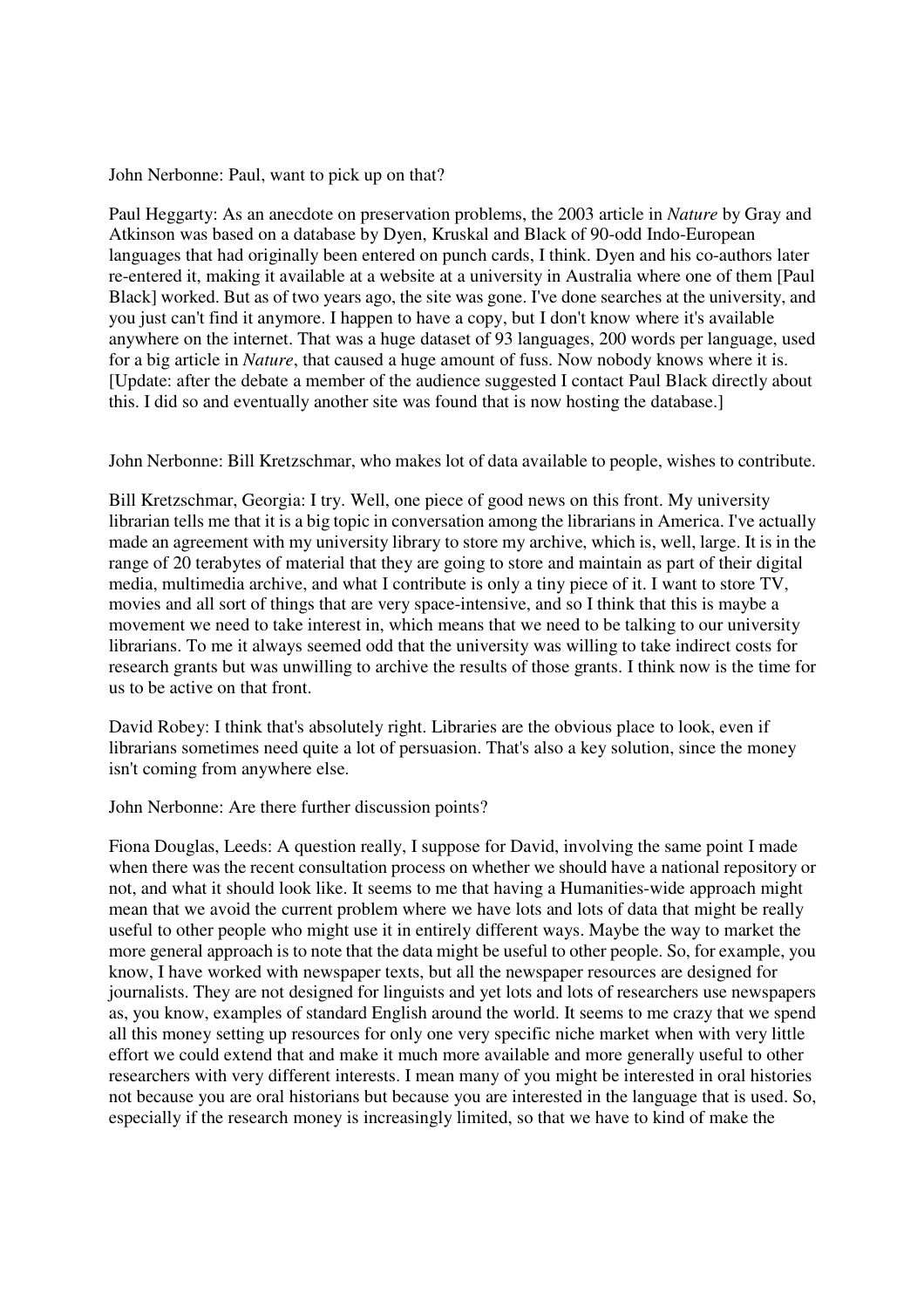John Nerbonne: Paul, want to pick up on that?

Paul Heggarty: As an anecdote on preservation problems, the 2003 article in *Nature* by Gray and Atkinson was based on a database by Dyen, Kruskal and Black of 90-odd Indo-European languages that had originally been entered on punch cards, I think. Dyen and his co-authors later re-entered it, making it available at a website at a university in Australia where one of them [Paul Black] worked. But as of two years ago, the site was gone. I've done searches at the university, and you just can't find it anymore. I happen to have a copy, but I don't know where it's available anywhere on the internet. That was a huge dataset of 93 languages, 200 words per language, used for a big article in *Nature*, that caused a huge amount of fuss. Now nobody knows where it is. [Update: after the debate a member of the audience suggested I contact Paul Black directly about this. I did so and eventually another site was found that is now hosting the database.]

John Nerbonne: Bill Kretzschmar, who makes lot of data available to people, wishes to contribute.

Bill Kretzschmar, Georgia: I try. Well, one piece of good news on this front. My university librarian tells me that it is a big topic in conversation among the librarians in America. I've actually made an agreement with my university library to store my archive, which is, well, large. It is in the range of 20 terabytes of material that they are going to store and maintain as part of their digital media, multimedia archive, and what I contribute is only a tiny piece of it. I want to store TV, movies and all sort of things that are very space-intensive, and so I think that this is maybe a movement we need to take interest in, which means that we need to be talking to our university librarians. To me it always seemed odd that the university was willing to take indirect costs for research grants but was unwilling to archive the results of those grants. I think now is the time for us to be active on that front.

David Robey: I think that's absolutely right. Libraries are the obvious place to look, even if librarians sometimes need quite a lot of persuasion. That's also a key solution, since the money isn't coming from anywhere else.

John Nerbonne: Are there further discussion points?

Fiona Douglas, Leeds: A question really, I suppose for David, involving the same point I made when there was the recent consultation process on whether we should have a national repository or not, and what it should look like. It seems to me that having a Humanities-wide approach might mean that we avoid the current problem where we have lots and lots of data that might be really useful to other people who might use it in entirely different ways. Maybe the way to market the more general approach is to note that the data might be useful to other people. So, for example, you know, I have worked with newspaper texts, but all the newspaper resources are designed for journalists. They are not designed for linguists and yet lots and lots of researchers use newspapers as, you know, examples of standard English around the world. It seems to me crazy that we spend all this money setting up resources for only one very specific niche market when with very little effort we could extend that and make it much more available and more generally useful to other researchers with very different interests. I mean many of you might be interested in oral histories not because you are oral historians but because you are interested in the language that is used. So, especially if the research money is increasingly limited, so that we have to kind of make the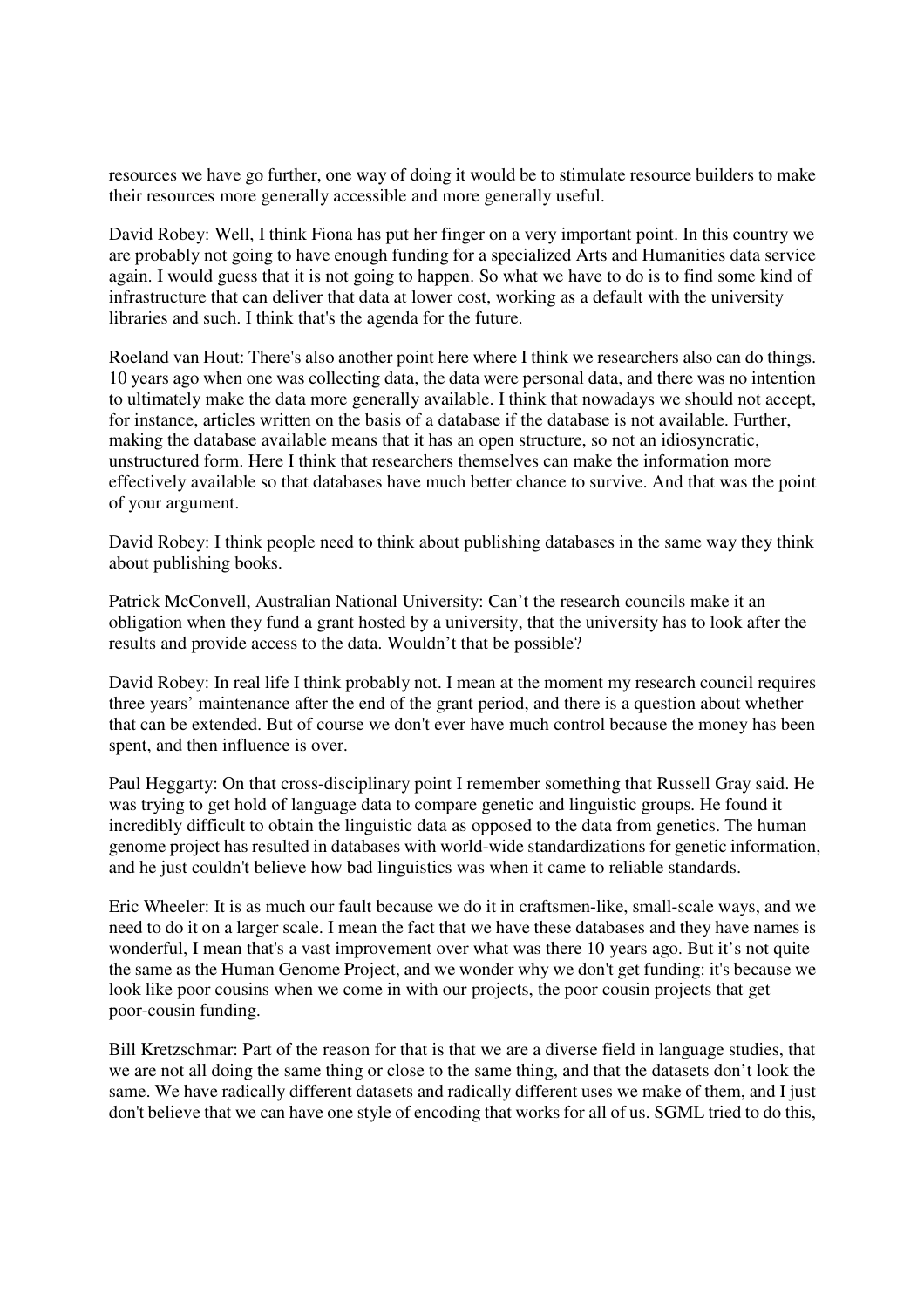resources we have go further, one way of doing it would be to stimulate resource builders to make their resources more generally accessible and more generally useful.

David Robey: Well, I think Fiona has put her finger on a very important point. In this country we are probably not going to have enough funding for a specialized Arts and Humanities data service again. I would guess that it is not going to happen. So what we have to do is to find some kind of infrastructure that can deliver that data at lower cost, working as a default with the university libraries and such. I think that's the agenda for the future.

Roeland van Hout: There's also another point here where I think we researchers also can do things. 10 years ago when one was collecting data, the data were personal data, and there was no intention to ultimately make the data more generally available. I think that nowadays we should not accept, for instance, articles written on the basis of a database if the database is not available. Further, making the database available means that it has an open structure, so not an idiosyncratic, unstructured form. Here I think that researchers themselves can make the information more effectively available so that databases have much better chance to survive. And that was the point of your argument.

David Robey: I think people need to think about publishing databases in the same way they think about publishing books.

Patrick McConvell, Australian National University: Can't the research councils make it an obligation when they fund a grant hosted by a university, that the university has to look after the results and provide access to the data. Wouldn't that be possible?

David Robey: In real life I think probably not. I mean at the moment my research council requires three years' maintenance after the end of the grant period, and there is a question about whether that can be extended. But of course we don't ever have much control because the money has been spent, and then influence is over.

Paul Heggarty: On that cross-disciplinary point I remember something that Russell Gray said. He was trying to get hold of language data to compare genetic and linguistic groups. He found it incredibly difficult to obtain the linguistic data as opposed to the data from genetics. The human genome project has resulted in databases with world-wide standardizations for genetic information, and he just couldn't believe how bad linguistics was when it came to reliable standards.

Eric Wheeler: It is as much our fault because we do it in craftsmen-like, small-scale ways, and we need to do it on a larger scale. I mean the fact that we have these databases and they have names is wonderful, I mean that's a vast improvement over what was there 10 years ago. But it's not quite the same as the Human Genome Project, and we wonder why we don't get funding: it's because we look like poor cousins when we come in with our projects, the poor cousin projects that get poor-cousin funding.

Bill Kretzschmar: Part of the reason for that is that we are a diverse field in language studies, that we are not all doing the same thing or close to the same thing, and that the datasets don't look the same. We have radically different datasets and radically different uses we make of them, and I just don't believe that we can have one style of encoding that works for all of us. SGML tried to do this,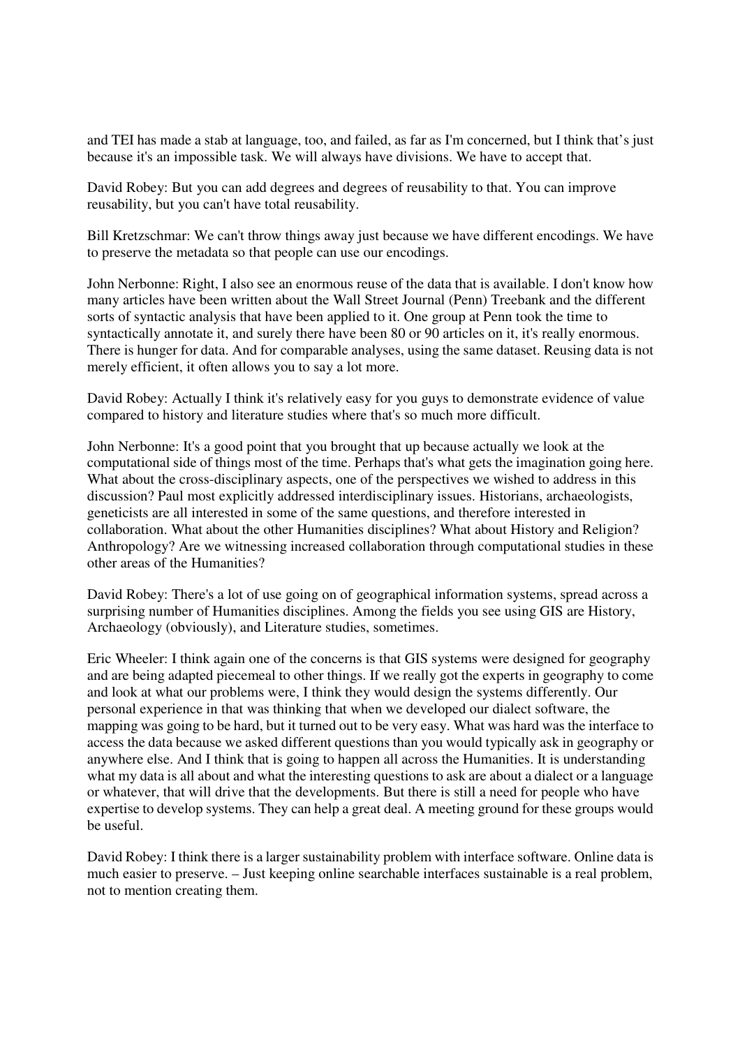and TEI has made a stab at language, too, and failed, as far as I'm concerned, but I think that's just because it's an impossible task. We will always have divisions. We have to accept that.

David Robey: But you can add degrees and degrees of reusability to that. You can improve reusability, but you can't have total reusability.

Bill Kretzschmar: We can't throw things away just because we have different encodings. We have to preserve the metadata so that people can use our encodings.

John Nerbonne: Right, I also see an enormous reuse of the data that is available. I don't know how many articles have been written about the Wall Street Journal (Penn) Treebank and the different sorts of syntactic analysis that have been applied to it. One group at Penn took the time to syntactically annotate it, and surely there have been 80 or 90 articles on it, it's really enormous. There is hunger for data. And for comparable analyses, using the same dataset. Reusing data is not merely efficient, it often allows you to say a lot more.

David Robey: Actually I think it's relatively easy for you guys to demonstrate evidence of value compared to history and literature studies where that's so much more difficult.

John Nerbonne: It's a good point that you brought that up because actually we look at the computational side of things most of the time. Perhaps that's what gets the imagination going here. What about the cross-disciplinary aspects, one of the perspectives we wished to address in this discussion? Paul most explicitly addressed interdisciplinary issues. Historians, archaeologists, geneticists are all interested in some of the same questions, and therefore interested in collaboration. What about the other Humanities disciplines? What about History and Religion? Anthropology? Are we witnessing increased collaboration through computational studies in these other areas of the Humanities?

David Robey: There's a lot of use going on of geographical information systems, spread across a surprising number of Humanities disciplines. Among the fields you see using GIS are History, Archaeology (obviously), and Literature studies, sometimes.

Eric Wheeler: I think again one of the concerns is that GIS systems were designed for geography and are being adapted piecemeal to other things. If we really got the experts in geography to come and look at what our problems were, I think they would design the systems differently. Our personal experience in that was thinking that when we developed our dialect software, the mapping was going to be hard, but it turned out to be very easy. What was hard was the interface to access the data because we asked different questions than you would typically ask in geography or anywhere else. And I think that is going to happen all across the Humanities. It is understanding what my data is all about and what the interesting questions to ask are about a dialect or a language or whatever, that will drive that the developments. But there is still a need for people who have expertise to develop systems. They can help a great deal. A meeting ground for these groups would be useful.

David Robey: I think there is a larger sustainability problem with interface software. Online data is much easier to preserve. – Just keeping online searchable interfaces sustainable is a real problem, not to mention creating them.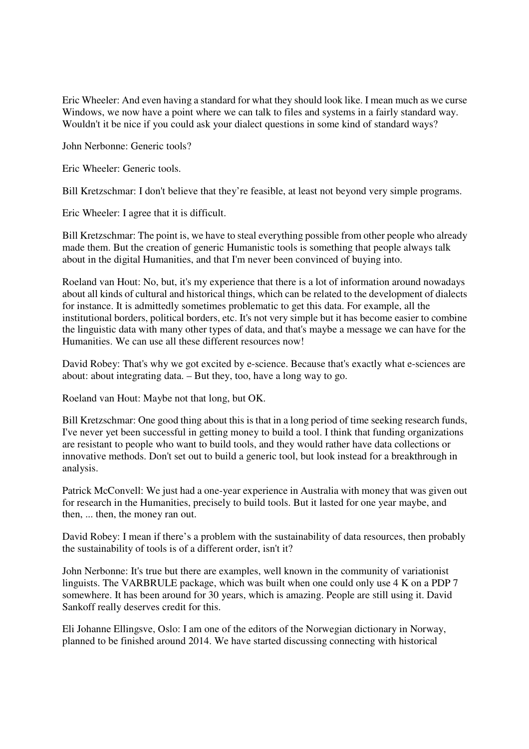Eric Wheeler: And even having a standard for what they should look like. I mean much as we curse Windows, we now have a point where we can talk to files and systems in a fairly standard way. Wouldn't it be nice if you could ask your dialect questions in some kind of standard ways?

John Nerbonne: Generic tools?

Eric Wheeler: Generic tools.

Bill Kretzschmar: I don't believe that they're feasible, at least not beyond very simple programs.

Eric Wheeler: I agree that it is difficult.

Bill Kretzschmar: The point is, we have to steal everything possible from other people who already made them. But the creation of generic Humanistic tools is something that people always talk about in the digital Humanities, and that I'm never been convinced of buying into.

Roeland van Hout: No, but, it's my experience that there is a lot of information around nowadays about all kinds of cultural and historical things, which can be related to the development of dialects for instance. It is admittedly sometimes problematic to get this data. For example, all the institutional borders, political borders, etc. It's not very simple but it has become easier to combine the linguistic data with many other types of data, and that's maybe a message we can have for the Humanities. We can use all these different resources now!

David Robey: That's why we got excited by e-science. Because that's exactly what e-sciences are about: about integrating data. – But they, too, have a long way to go.

Roeland van Hout: Maybe not that long, but OK.

Bill Kretzschmar: One good thing about this is that in a long period of time seeking research funds, I've never yet been successful in getting money to build a tool. I think that funding organizations are resistant to people who want to build tools, and they would rather have data collections or innovative methods. Don't set out to build a generic tool, but look instead for a breakthrough in analysis.

Patrick McConvell: We just had a one-year experience in Australia with money that was given out for research in the Humanities, precisely to build tools. But it lasted for one year maybe, and then, ... then, the money ran out.

David Robey: I mean if there's a problem with the sustainability of data resources, then probably the sustainability of tools is of a different order, isn't it?

John Nerbonne: It's true but there are examples, well known in the community of variationist linguists. The VARBRULE package, which was built when one could only use 4 K on a PDP 7 somewhere. It has been around for 30 years, which is amazing. People are still using it. David Sankoff really deserves credit for this.

Eli Johanne Ellingsve, Oslo: I am one of the editors of the Norwegian dictionary in Norway, planned to be finished around 2014. We have started discussing connecting with historical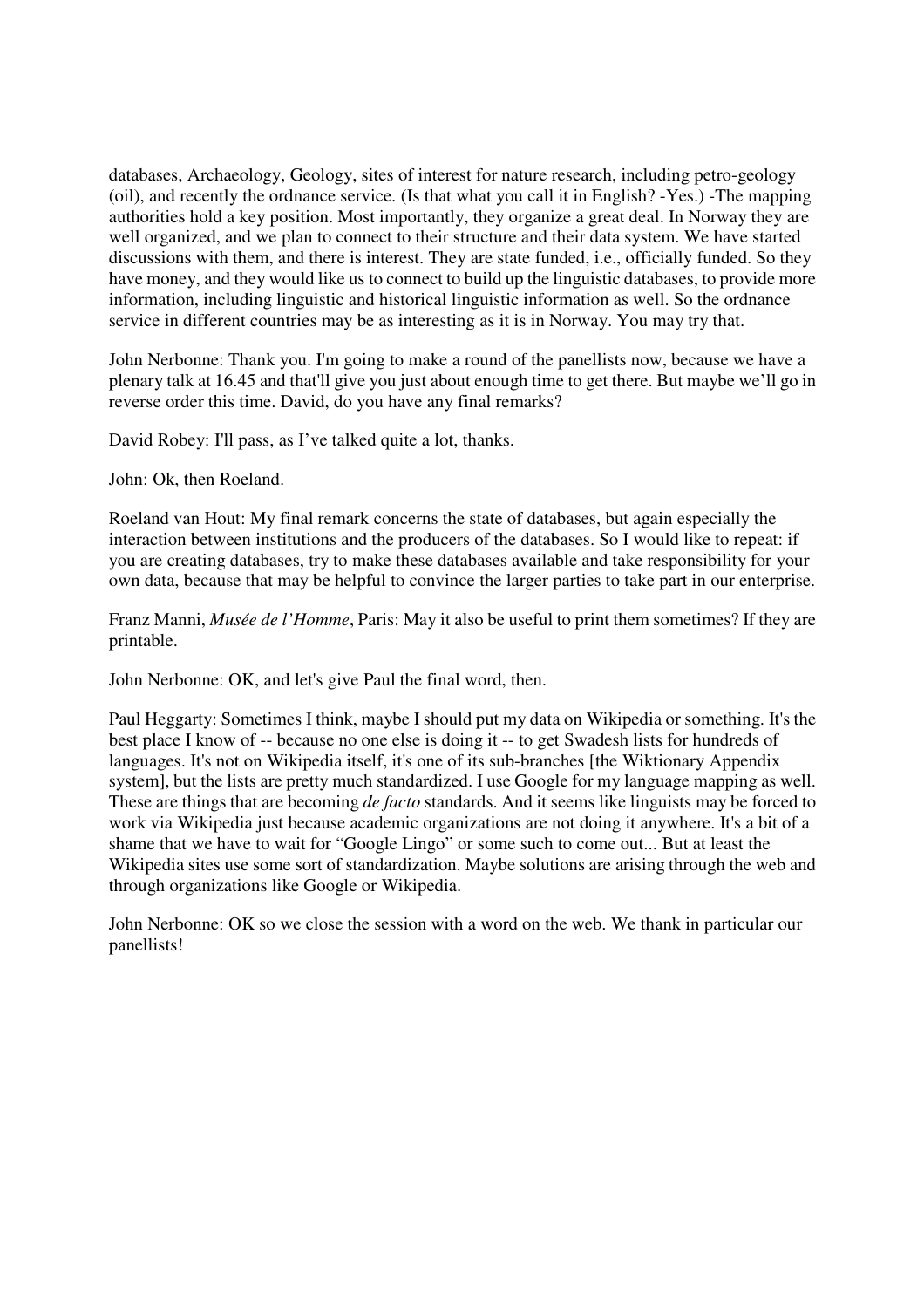databases, Archaeology, Geology, sites of interest for nature research, including petro-geology (oil), and recently the ordnance service. (Is that what you call it in English? -Yes.) -The mapping authorities hold a key position. Most importantly, they organize a great deal. In Norway they are well organized, and we plan to connect to their structure and their data system. We have started discussions with them, and there is interest. They are state funded, i.e., officially funded. So they have money, and they would like us to connect to build up the linguistic databases, to provide more information, including linguistic and historical linguistic information as well. So the ordnance service in different countries may be as interesting as it is in Norway. You may try that.

John Nerbonne: Thank you. I'm going to make a round of the panellists now, because we have a plenary talk at 16.45 and that'll give you just about enough time to get there. But maybe we'll go in reverse order this time. David, do you have any final remarks?

David Robey: I'll pass, as I've talked quite a lot, thanks.

John: Ok, then Roeland.

Roeland van Hout: My final remark concerns the state of databases, but again especially the interaction between institutions and the producers of the databases. So I would like to repeat: if you are creating databases, try to make these databases available and take responsibility for your own data, because that may be helpful to convince the larger parties to take part in our enterprise.

Franz Manni, *Musée de l'Homme*, Paris: May it also be useful to print them sometimes? If they are printable.

John Nerbonne: OK, and let's give Paul the final word, then.

Paul Heggarty: Sometimes I think, maybe I should put my data on Wikipedia or something. It's the best place I know of -- because no one else is doing it -- to get Swadesh lists for hundreds of languages. It's not on Wikipedia itself, it's one of its sub-branches [the Wiktionary Appendix system], but the lists are pretty much standardized. I use Google for my language mapping as well. These are things that are becoming *de facto* standards. And it seems like linguists may be forced to work via Wikipedia just because academic organizations are not doing it anywhere. It's a bit of a shame that we have to wait for "Google Lingo" or some such to come out... But at least the Wikipedia sites use some sort of standardization. Maybe solutions are arising through the web and through organizations like Google or Wikipedia.

John Nerbonne: OK so we close the session with a word on the web. We thank in particular our panellists!